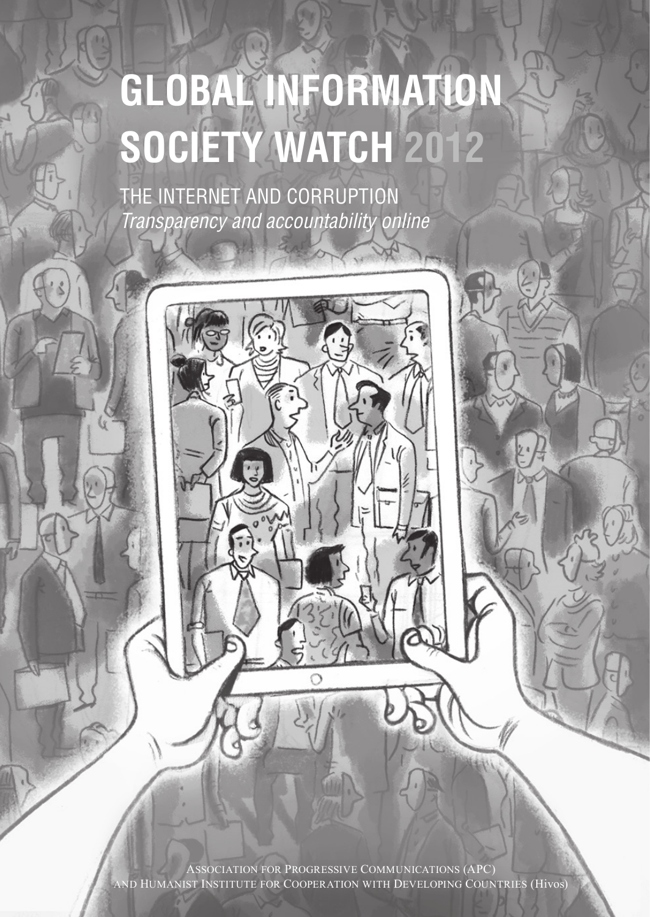# GLOBAL INFORMATION SOCIETY WATCH 2012

THE INTERNET AND CORRUPTION

*Transparency and accountability online*

Association for Progressive Communications (APC) and Humanist Institute for Cooperation with Developing Countries (Hivos)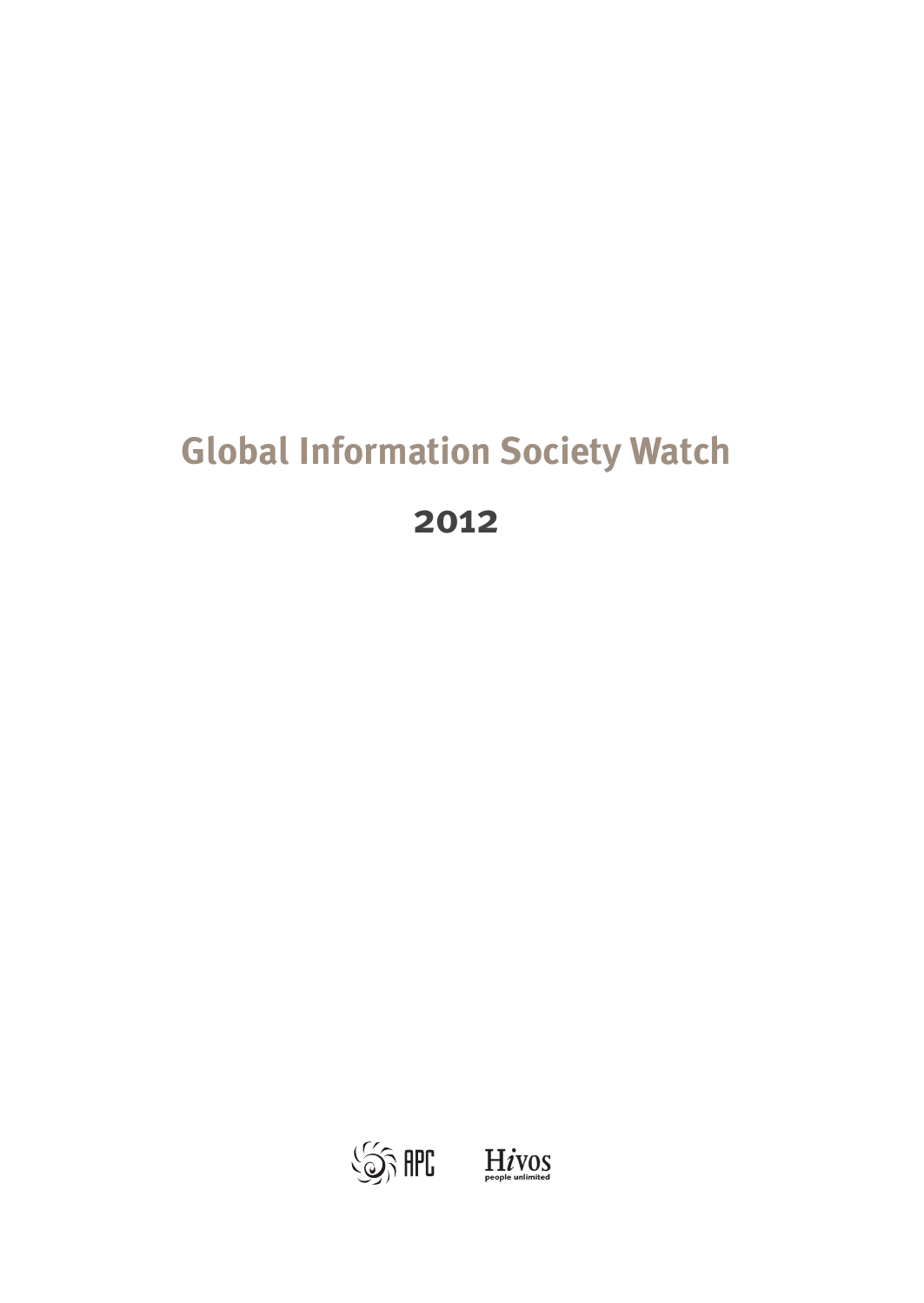# Global Information Society Watch

## 2012

APC Hivos people unlimited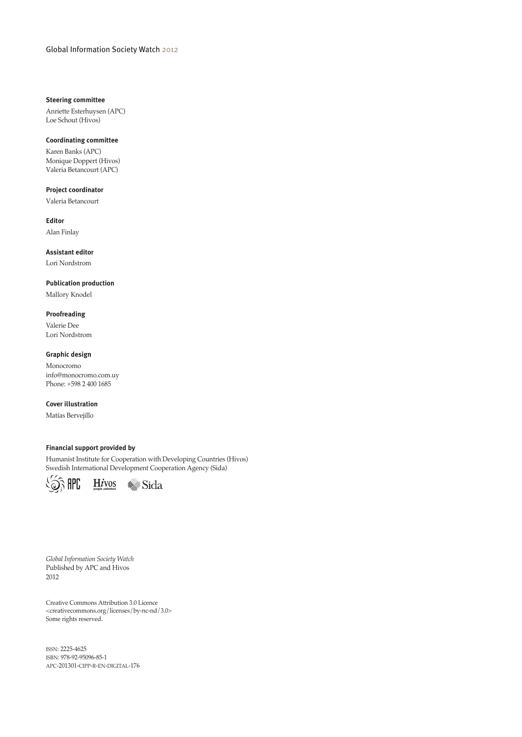Global Information Society Watch 2012

**Steering committee**

Anriette Esterhuysen (APC)
Loe Schout (Hivos)

**Coordinating committee**

Karen Banks (APC)
Monique Doppert (Hivos)
Valeria Betancourt (APC)

**Project coordinator**

Valeria Betancourt

**Editor**

Alan Finlay

**Assistant editor**

Lori Nordstrom

**Publication production**

Mallory Knodel

**Proofreading**

Valerie Dee
Lori Nordstrom

**Graphic design**

Monocromo
info@monocromo.com.uy
Phone: +598 2 400 1685

**Cover illustration**

Matías Bervejillo

**Financial support provided by**

Humanist Institute for Cooperation with Developing Countries (Hivos)
Swedish International Development Cooperation Agency (Sida)

APC Hivos Sida

*Global Information Society Watch*
Published by APC and Hivos
2012

Creative Commons Attribution 3.0 Licence
<creativecommons.org/licenses/by-nc-nd/3.0>
Some rights reserved.

ISSN: 2225-4625
ISBN: 978-92-95096-85-1
APC-201301-CIPP-R-EN-DIGITAL-176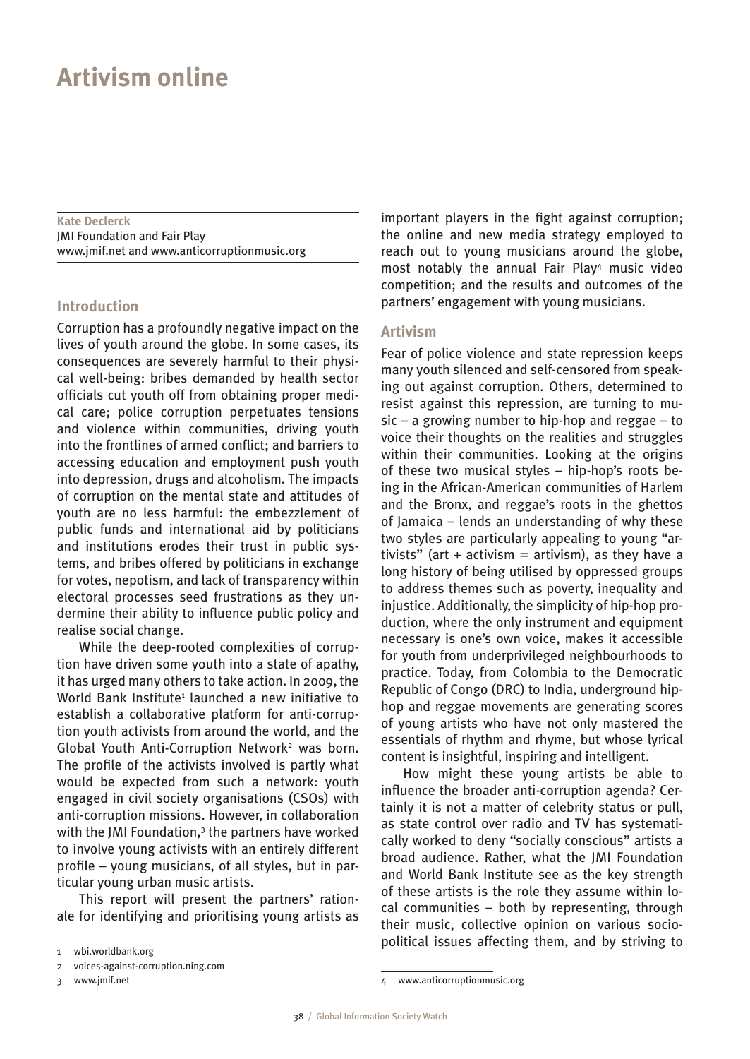# Artivism online

**Kate Declerck**
JMI Foundation and Fair Play
www.jmif.net and www.anticorruptionmusic.org

## Introduction

Corruption has a profoundly negative impact on the lives of youth around the globe. In some cases, its consequences are severely harmful to their physical well-being: bribes demanded by health sector officials cut youth off from obtaining proper medical care; police corruption perpetuates tensions and violence within communities, driving youth into the frontlines of armed conflict; and barriers to accessing education and employment push youth into depression, drugs and alcoholism. The impacts of corruption on the mental state and attitudes of youth are no less harmful: the embezzlement of public funds and international aid by politicians and institutions erodes their trust in public systems, and bribes offered by politicians in exchange for votes, nepotism, and lack of transparency within electoral processes seed frustrations as they undermine their ability to influence public policy and realise social change.

While the deep-rooted complexities of corruption have driven some youth into a state of apathy, it has urged many others to take action. In 2009, the World Bank Institute[1] launched a new initiative to establish a collaborative platform for anti-corruption youth activists from around the world, and the Global Youth Anti-Corruption Network[2] was born. The profile of the activists involved is partly what would be expected from such a network: youth engaged in civil society organisations (CSOs) with anti-corruption missions. However, in collaboration with the JMI Foundation,[3] the partners have worked to involve young activists with an entirely different profile – young musicians, of all styles, but in particular young urban music artists.

This report will present the partners' rationale for identifying and prioritising young artists as important players in the fight against corruption; the online and new media strategy employed to reach out to young musicians around the globe, most notably the annual Fair Play[4] music video competition; and the results and outcomes of the partners' engagement with young musicians.

## Artivism

Fear of police violence and state repression keeps many youth silenced and self-censored from speaking out against corruption. Others, determined to resist against this repression, are turning to music – a growing number to hip-hop and reggae – to voice their thoughts on the realities and struggles within their communities. Looking at the origins of these two musical styles – hip-hop's roots being in the African-American communities of Harlem and the Bronx, and reggae's roots in the ghettos of Jamaica – lends an understanding of why these two styles are particularly appealing to young "artivists" (art + activism = artivism), as they have a long history of being utilised by oppressed groups to address themes such as poverty, inequality and injustice. Additionally, the simplicity of hip-hop production, where the only instrument and equipment necessary is one's own voice, makes it accessible for youth from underprivileged neighbourhoods to practice. Today, from Colombia to the Democratic Republic of Congo (DRC) to India, underground hip-hop and reggae movements are generating scores of young artists who have not only mastered the essentials of rhythm and rhyme, but whose lyrical content is insightful, inspiring and intelligent.

How might these young artists be able to influence the broader anti-corruption agenda? Certainly it is not a matter of celebrity status or pull, as state control over radio and TV has systematically worked to deny "socially conscious" artists a broad audience. Rather, what the JMI Foundation and World Bank Institute see as the key strength of these artists is the role they assume within local communities – both by representing, through their music, collective opinion on various socio-political issues affecting them, and by striving to

1 wbi.worldbank.org

2 voices-against-corruption.ning.com

3 www.jmif.net

4 www.anticorruptionmusic.org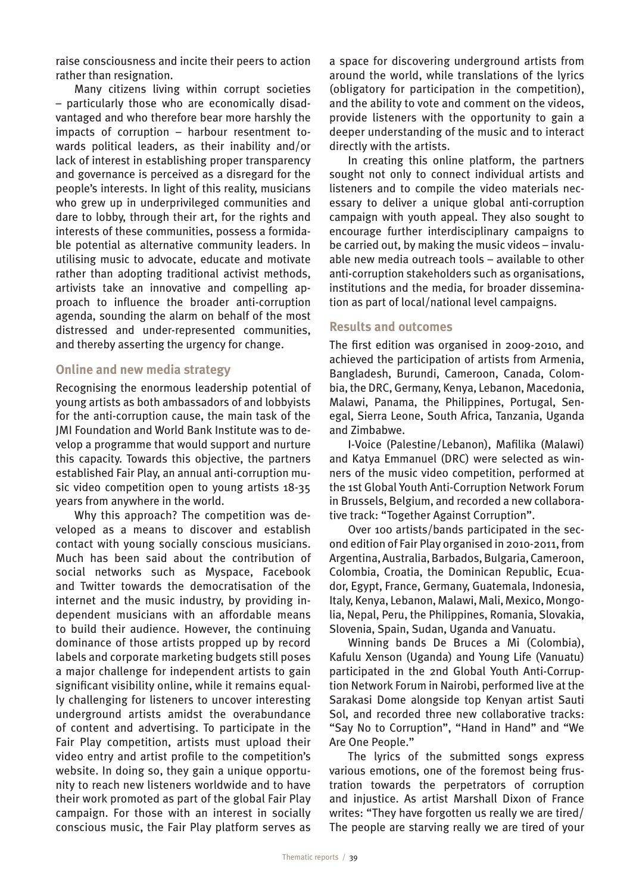raise consciousness and incite their peers to action rather than resignation.

Many citizens living within corrupt societies – particularly those who are economically disadvantaged and who therefore bear more harshly the impacts of corruption – harbour resentment towards political leaders, as their inability and/or lack of interest in establishing proper transparency and governance is perceived as a disregard for the people's interests. In light of this reality, musicians who grew up in underprivileged communities and dare to lobby, through their art, for the rights and interests of these communities, possess a formidable potential as alternative community leaders. In utilising music to advocate, educate and motivate rather than adopting traditional activist methods, artivists take an innovative and compelling approach to influence the broader anti-corruption agenda, sounding the alarm on behalf of the most distressed and under-represented communities, and thereby asserting the urgency for change.

### Online and new media strategy

Recognising the enormous leadership potential of young artists as both ambassadors of and lobbyists for the anti-corruption cause, the main task of the JMI Foundation and World Bank Institute was to develop a programme that would support and nurture this capacity. Towards this objective, the partners established Fair Play, an annual anti-corruption music video competition open to young artists 18-35 years from anywhere in the world.

Why this approach? The competition was developed as a means to discover and establish contact with young socially conscious musicians. Much has been said about the contribution of social networks such as Myspace, Facebook and Twitter towards the democratisation of the internet and the music industry, by providing independent musicians with an affordable means to build their audience. However, the continuing dominance of those artists propped up by record labels and corporate marketing budgets still poses a major challenge for independent artists to gain significant visibility online, while it remains equally challenging for listeners to uncover interesting underground artists amidst the overabundance of content and advertising. To participate in the Fair Play competition, artists must upload their video entry and artist profile to the competition's website. In doing so, they gain a unique opportunity to reach new listeners worldwide and to have their work promoted as part of the global Fair Play campaign. For those with an interest in socially conscious music, the Fair Play platform serves as a space for discovering underground artists from around the world, while translations of the lyrics (obligatory for participation in the competition), and the ability to vote and comment on the videos, provide listeners with the opportunity to gain a deeper understanding of the music and to interact directly with the artists.

In creating this online platform, the partners sought not only to connect individual artists and listeners and to compile the video materials necessary to deliver a unique global anti-corruption campaign with youth appeal. They also sought to encourage further interdisciplinary campaigns to be carried out, by making the music videos – invaluable new media outreach tools – available to other anti-corruption stakeholders such as organisations, institutions and the media, for broader dissemination as part of local/national level campaigns.

### Results and outcomes

The first edition was organised in 2009-2010, and achieved the participation of artists from Armenia, Bangladesh, Burundi, Cameroon, Canada, Colombia, the DRC, Germany, Kenya, Lebanon, Macedonia, Malawi, Panama, the Philippines, Portugal, Senegal, Sierra Leone, South Africa, Tanzania, Uganda and Zimbabwe.

I-Voice (Palestine/Lebanon), Mafilika (Malawi) and Katya Emmanuel (DRC) were selected as winners of the music video competition, performed at the 1st Global Youth Anti-Corruption Network Forum in Brussels, Belgium, and recorded a new collaborative track: "Together Against Corruption".

Over 100 artists/bands participated in the second edition of Fair Play organised in 2010-2011, from Argentina, Australia, Barbados, Bulgaria, Cameroon, Colombia, Croatia, the Dominican Republic, Ecuador, Egypt, France, Germany, Guatemala, Indonesia, Italy, Kenya, Lebanon, Malawi, Mali, Mexico, Mongolia, Nepal, Peru, the Philippines, Romania, Slovakia, Slovenia, Spain, Sudan, Uganda and Vanuatu.

Winning bands De Bruces a Mi (Colombia), Kafulu Xenson (Uganda) and Young Life (Vanuatu) participated in the 2nd Global Youth Anti-Corruption Network Forum in Nairobi, performed live at the Sarakasi Dome alongside top Kenyan artist Sauti Sol, and recorded three new collaborative tracks: "Say No to Corruption", "Hand in Hand" and "We Are One People."

The lyrics of the submitted songs express various emotions, one of the foremost being frustration towards the perpetrators of corruption and injustice. As artist Marshall Dixon of France writes: "They have forgotten us really we are tired/ The people are starving really we are tired of your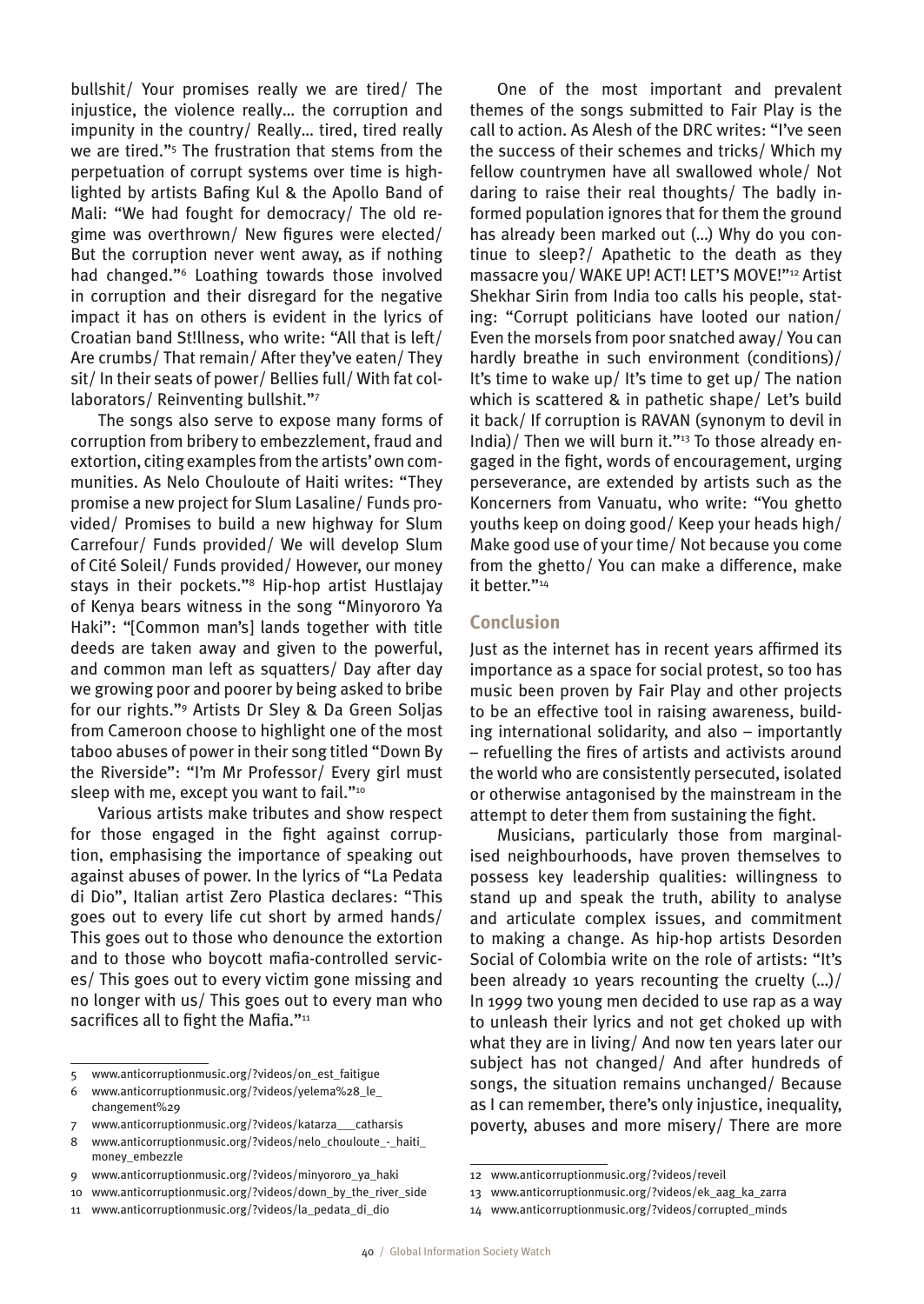bullshit/ Your promises really we are tired/ The injustice, the violence really… the corruption and impunity in the country/ Really… tired, tired really we are tired."[5] The frustration that stems from the perpetuation of corrupt systems over time is highlighted by artists Bafing Kul & the Apollo Band of Mali: "We had fought for democracy/ The old regime was overthrown/ New figures were elected/ But the corruption never went away, as if nothing had changed."[6] Loathing towards those involved in corruption and their disregard for the negative impact it has on others is evident in the lyrics of Croatian band St!llness, who write: "All that is left/ Are crumbs/ That remain/ After they've eaten/ They sit/ In their seats of power/ Bellies full/ With fat collaborators/ Reinventing bullshit."[7]

The songs also serve to expose many forms of corruption from bribery to embezzlement, fraud and extortion, citing examples from the artists' own communities. As Nelo Chouloute of Haiti writes: "They promise a new project for Slum Lasaline/ Funds provided/ Promises to build a new highway for Slum Carrefour/ Funds provided/ We will develop Slum of Cité Soleil/ Funds provided/ However, our money stays in their pockets."[8] Hip-hop artist Hustlajay of Kenya bears witness in the song "Minyororo Ya Haki": "[Common man's] lands together with title deeds are taken away and given to the powerful, and common man left as squatters/ Day after day we growing poor and poorer by being asked to bribe for our rights."[9] Artists Dr Sley & Da Green Soljas from Cameroon choose to highlight one of the most taboo abuses of power in their song titled "Down By the Riverside": "I'm Mr Professor/ Every girl must sleep with me, except you want to fail."[10]

Various artists make tributes and show respect for those engaged in the fight against corruption, emphasising the importance of speaking out against abuses of power. In the lyrics of "La Pedata di Dio", Italian artist Zero Plastica declares: "This goes out to every life cut short by armed hands/ This goes out to those who denounce the extortion and to those who boycott mafia-controlled services/ This goes out to every victim gone missing and no longer with us/ This goes out to every man who sacrifices all to fight the Mafia."[11]

One of the most important and prevalent themes of the songs submitted to Fair Play is the call to action. As Alesh of the DRC writes: "I've seen the success of their schemes and tricks/ Which my fellow countrymen have all swallowed whole/ Not daring to raise their real thoughts/ The badly informed population ignores that for them the ground has already been marked out (…) Why do you continue to sleep?/ Apathetic to the death as they massacre you/ WAKE UP! ACT! LET'S MOVE!"[12] Artist Shekhar Sirin from India too calls his people, stating: "Corrupt politicians have looted our nation/ Even the morsels from poor snatched away/ You can hardly breathe in such environment (conditions)/ It's time to wake up/ It's time to get up/ The nation which is scattered & in pathetic shape/ Let's build it back/ If corruption is RAVAN (synonym to devil in India)/ Then we will burn it."[13] To those already engaged in the fight, words of encouragement, urging perseverance, are extended by artists such as the Koncerners from Vanuatu, who write: "You ghetto youths keep on doing good/ Keep your heads high/ Make good use of your time/ Not because you come from the ghetto/ You can make a difference, make it better."[14]

## Conclusion

Just as the internet has in recent years affirmed its importance as a space for social protest, so too has music been proven by Fair Play and other projects to be an effective tool in raising awareness, building international solidarity, and also – importantly – refuelling the fires of artists and activists around the world who are consistently persecuted, isolated or otherwise antagonised by the mainstream in the attempt to deter them from sustaining the fight.

Musicians, particularly those from marginalised neighbourhoods, have proven themselves to possess key leadership qualities: willingness to stand up and speak the truth, ability to analyse and articulate complex issues, and commitment to making a change. As hip-hop artists Desorden Social of Colombia write on the role of artists: "It's been already 10 years recounting the cruelty (…)/ In 1999 two young men decided to use rap as a way to unleash their lyrics and not get choked up with what they are in living/ And now ten years later our subject has not changed/ And after hundreds of songs, the situation remains unchanged/ Because as I can remember, there's only injustice, inequality, poverty, abuses and more misery/ There are more

---

5 www.anticorruptionmusic.org/?videos/on_est_faitigue

6 www.anticorruptionmusic.org/?videos/yelema%28_le_changement%29

7 www.anticorruptionmusic.org/?videos/katarza___catharsis

8 www.anticorruptionmusic.org/?videos/nelo_chouloute_-_haiti_money_embezzle

9 www.anticorruptionmusic.org/?videos/minyororo_ya_haki

10 www.anticorruptionmusic.org/?videos/down_by_the_river_side

11 www.anticorruptionmusic.org/?videos/la_pedata_di_dio

12 www.anticorruptionmusic.org/?videos/reveil

13 www.anticorruptionmusic.org/?videos/ek_aag_ka_zarra

14 www.anticorruptionmusic.org/?videos/corrupted_minds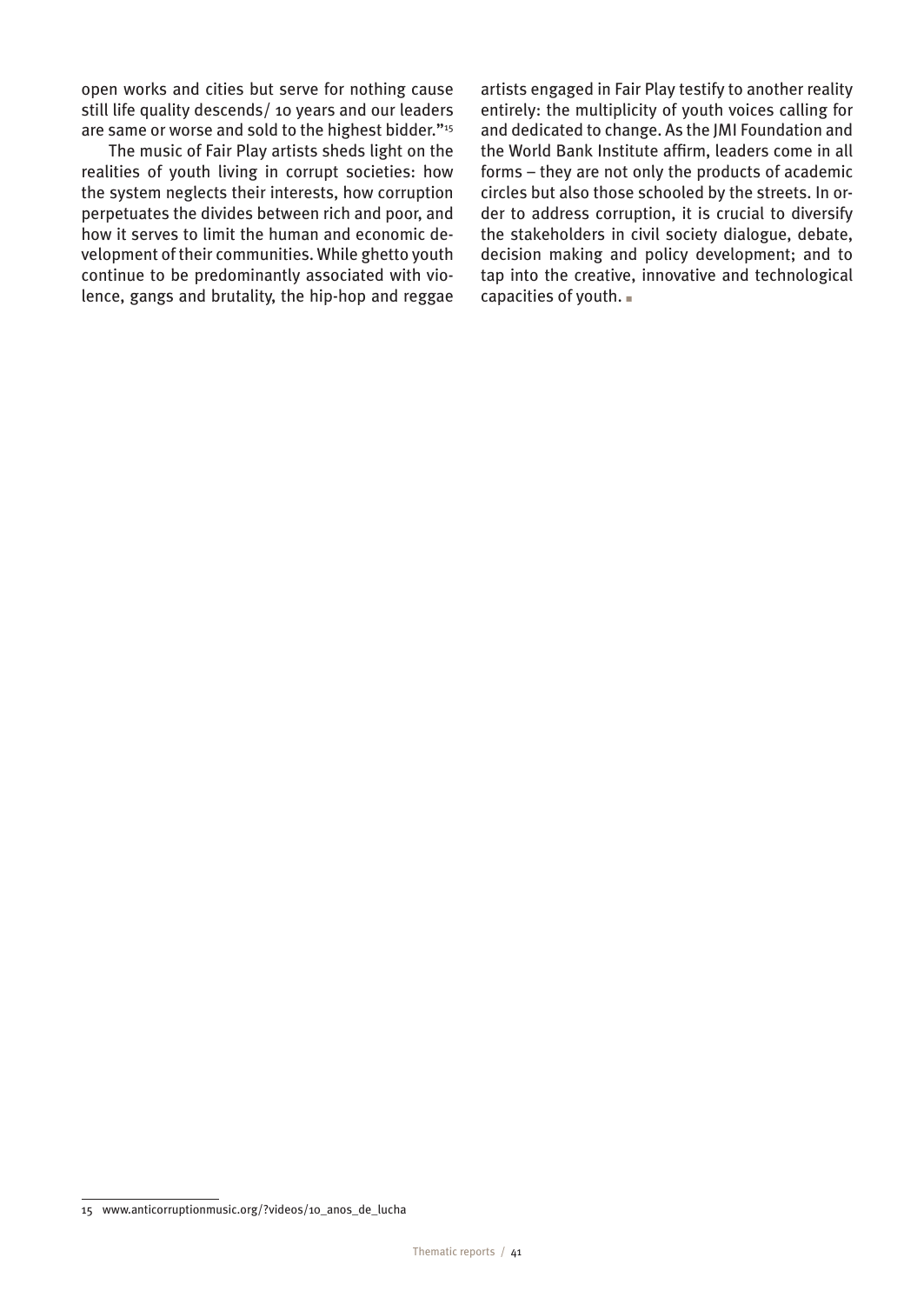open works and cities but serve for nothing cause still life quality descends/ 10 years and our leaders are same or worse and sold to the highest bidder."[15]

The music of Fair Play artists sheds light on the realities of youth living in corrupt societies: how the system neglects their interests, how corruption perpetuates the divides between rich and poor, and how it serves to limit the human and economic development of their communities. While ghetto youth continue to be predominantly associated with violence, gangs and brutality, the hip-hop and reggae artists engaged in Fair Play testify to another reality entirely: the multiplicity of youth voices calling for and dedicated to change. As the JMI Foundation and the World Bank Institute affirm, leaders come in all forms – they are not only the products of academic circles but also those schooled by the streets. In order to address corruption, it is crucial to diversify the stakeholders in civil society dialogue, debate, decision making and policy development; and to tap into the creative, innovative and technological capacities of youth. ■

---

15 www.anticorruptionmusic.org/?videos/10_anos_de_lucha